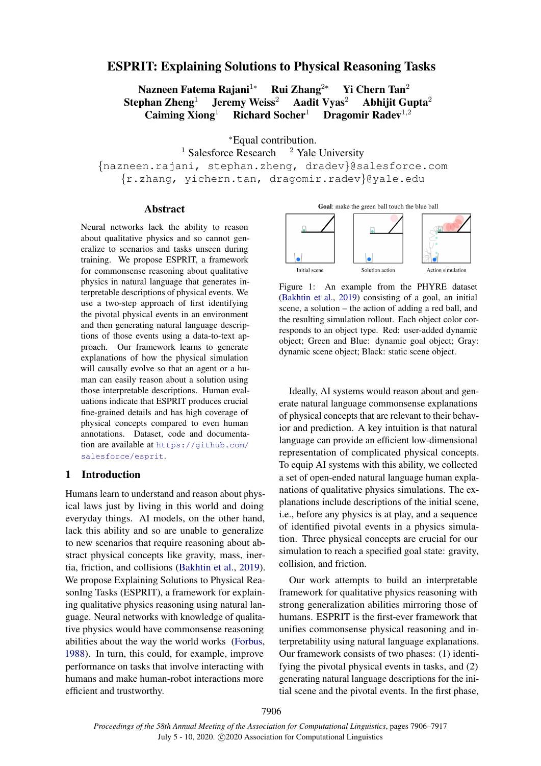# ESPRIT: Explaining Solutions to Physical Reasoning Tasks

**Nazneen Fatema Rajani**[1*] **Rui Zhang**[2*] **Yi Chern Tan**[2]
**Stephan Zheng**[1] **Jeremy Weiss**[2] **Aadit Vyas**[2] **Abhijit Gupta**[2]
**Caiming Xiong**[1] **Richard Socher**[1] **Dragomir Radev**[1,2]

[*]Equal contribution.
[1] Salesforce Research [2] Yale University
{nazneen.rajani, stephan.zheng, dradev}@salesforce.com
{r.zhang, yichern.tan, dragomir.radev}@yale.edu

## Abstract

Neural networks lack the ability to reason about qualitative physics and so cannot generalize to scenarios and tasks unseen during training. We propose ESPRIT, a framework for commonsense reasoning about qualitative physics in natural language that generates interpretable descriptions of physical events. We use a two-step approach of first identifying the pivotal physical events in an environment and then generating natural language descriptions of those events using a data-to-text approach. Our framework learns to generate explanations of how the physical simulation will causally evolve so that an agent or a human can easily reason about a solution using those interpretable descriptions. Human evaluations indicate that ESPRIT produces crucial fine-grained details and has high coverage of physical concepts compared to even human annotations. Dataset, code and documentation are available at https://github.com/salesforce/esprit.

## 1 Introduction

Humans learn to understand and reason about physical laws just by living in this world and doing everyday things. AI models, on the other hand, lack this ability and so are unable to generalize to new scenarios that require reasoning about abstract physical concepts like gravity, mass, inertia, friction, and collisions (Bakhtin et al., 2019). We propose Explaining Solutions to Physical ReasonIng Tasks (ESPRIT), a framework for explaining qualitative physics reasoning using natural language. Neural networks with knowledge of qualitative physics would have commonsense reasoning abilities about the way the world works (Forbus, 1988). In turn, this could, for example, improve performance on tasks that involve interacting with humans and make human-robot interactions more efficient and trustworthy.

Goal: make the green ball touch the blue ball

Initial scene | Solution action | Action simulation

Figure 1: An example from the PHYRE dataset (Bakhtin et al., 2019) consisting of a goal, an initial scene, a solution – the action of adding a red ball, and the resulting simulation rollout. Each object color corresponds to an object type. Red: user-added dynamic object; Green and Blue: dynamic goal object; Gray: dynamic scene object; Black: static scene object.

Ideally, AI systems would reason about and generate natural language commonsense explanations of physical concepts that are relevant to their behavior and prediction. A key intuition is that natural language can provide an efficient low-dimensional representation of complicated physical concepts. To equip AI systems with this ability, we collected a set of open-ended natural language human explanations of qualitative physics simulations. The explanations include descriptions of the initial scene, i.e., before any physics is at play, and a sequence of identified pivotal events in a physics simulation. Three physical concepts are crucial for our simulation to reach a specified goal state: gravity, collision, and friction.

Our work attempts to build an interpretable framework for qualitative physics reasoning with strong generalization abilities mirroring those of humans. ESPRIT is the first-ever framework that unifies commonsense physical reasoning and interpretability using natural language explanations. Our framework consists of two phases: (1) identifying the pivotal physical events in tasks, and (2) generating natural language descriptions for the initial scene and the pivotal events. In the first phase,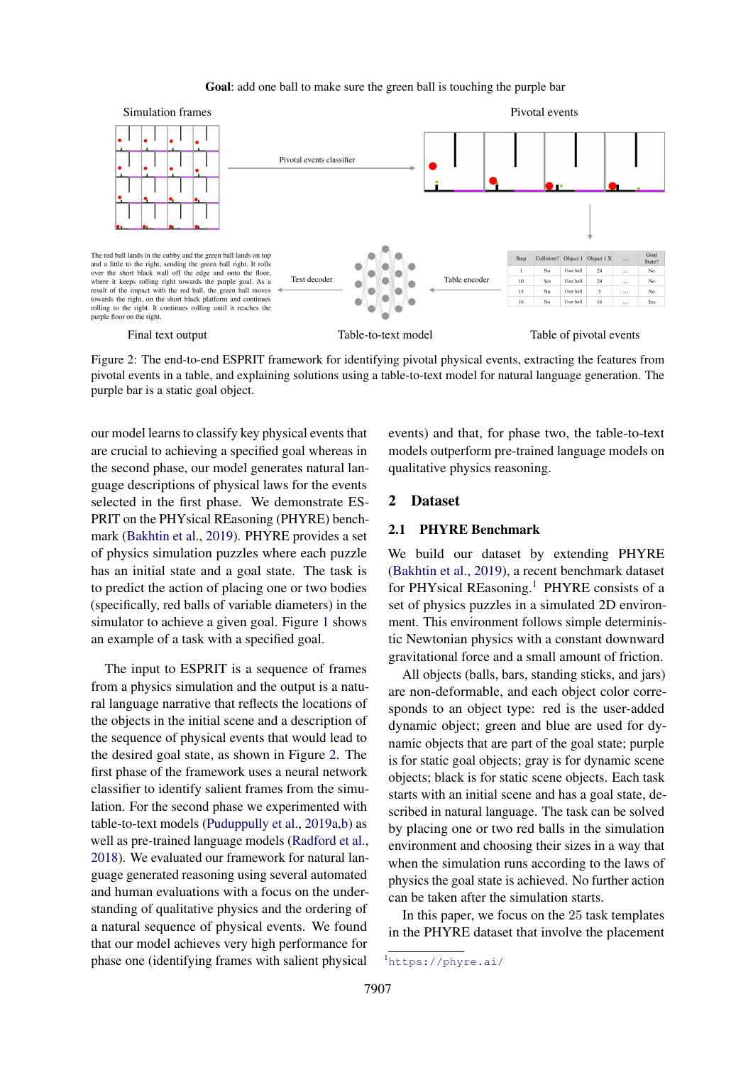**Goal**: add one ball to make sure the green ball is touching the purple bar

Figure 2: The end-to-end ESPRIT framework for identifying pivotal physical events, extracting the features from pivotal events in a table, and explaining solutions using a table-to-text model for natural language generation. The purple bar is a static goal object.

our model learns to classify key physical events that are crucial to achieving a specified goal whereas in the second phase, our model generates natural language descriptions of physical laws for the events selected in the first phase. We demonstrate ESPRIT on the PHYsical REasoning (PHYRE) benchmark (Bakhtin et al., 2019). PHYRE provides a set of physics simulation puzzles where each puzzle has an initial state and a goal state. The task is to predict the action of placing one or two bodies (specifically, red balls of variable diameters) in the simulator to achieve a given goal. Figure 1 shows an example of a task with a specified goal.

The input to ESPRIT is a sequence of frames from a physics simulation and the output is a natural language narrative that reflects the locations of the objects in the initial scene and a description of the sequence of physical events that would lead to the desired goal state, as shown in Figure 2. The first phase of the framework uses a neural network classifier to identify salient frames from the simulation. For the second phase we experimented with table-to-text models (Puduppully et al., 2019a,b) as well as pre-trained language models (Radford et al., 2018). We evaluated our framework for natural language generated reasoning using several automated and human evaluations with a focus on the understanding of qualitative physics and the ordering of a natural sequence of physical events. We found that our model achieves very high performance for phase one (identifying frames with salient physical events) and that, for phase two, the table-to-text models outperform pre-trained language models on qualitative physics reasoning.

## 2 Dataset

### 2.1 PHYRE Benchmark

We build our dataset by extending PHYRE (Bakhtin et al., 2019), a recent benchmark dataset for PHYsical REasoning.[1] PHYRE consists of a set of physics puzzles in a simulated 2D environment. This environment follows simple deterministic Newtonian physics with a constant downward gravitational force and a small amount of friction.

All objects (balls, bars, standing sticks, and jars) are non-deformable, and each object color corresponds to an object type: red is the user-added dynamic object; green and blue are used for dynamic objects that are part of the goal state; purple is for static goal objects; gray is for dynamic scene objects; black is for static scene objects. Each task starts with an initial scene and has a goal state, described in natural language. The task can be solved by placing one or two red balls in the simulation environment and choosing their sizes in a way that when the simulation runs according to the laws of physics the goal state is achieved. No further action can be taken after the simulation starts.

In this paper, we focus on the 25 task templates in the PHYRE dataset that involve the placement

[1] https://phyre.ai/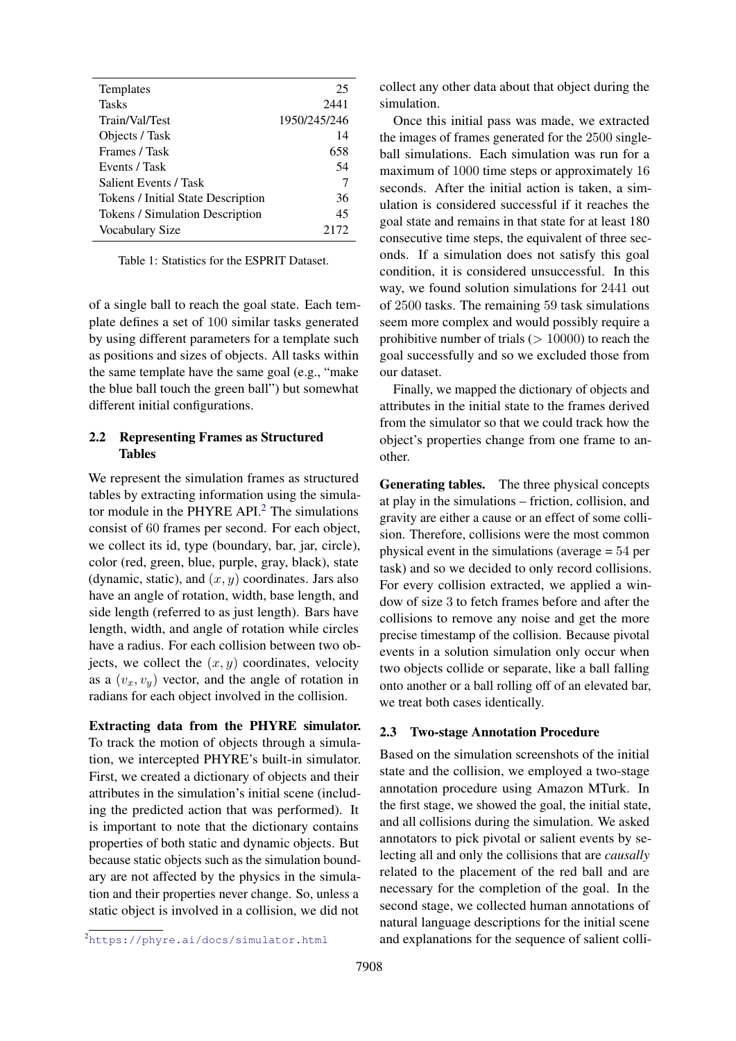| | |
|---|---|
| Templates | 25 |
| Tasks | 2441 |
| Train/Val/Test | 1950/245/246 |
| Objects / Task | 14 |
| Frames / Task | 658 |
| Events / Task | 54 |
| Salient Events / Task | 7 |
| Tokens / Initial State Description | 36 |
| Tokens / Simulation Description | 45 |
| Vocabulary Size | 2172 |

Table 1: Statistics for the ESPRIT Dataset.

of a single ball to reach the goal state. Each template defines a set of 100 similar tasks generated by using different parameters for a template such as positions and sizes of objects. All tasks within the same template have the same goal (e.g., "make the blue ball touch the green ball") but somewhat different initial configurations.

### 2.2 Representing Frames as Structured Tables

We represent the simulation frames as structured tables by extracting information using the simulator module in the PHYRE API.[2] The simulations consist of 60 frames per second. For each object, we collect its id, type (boundary, bar, jar, circle), color (red, green, blue, purple, gray, black), state (dynamic, static), and $(x, y)$ coordinates. Jars also have an angle of rotation, width, base length, and side length (referred to as just length). Bars have length, width, and angle of rotation while circles have a radius. For each collision between two objects, we collect the $(x, y)$ coordinates, velocity as a $(v_x, v_y)$ vector, and the angle of rotation in radians for each object involved in the collision.

**Extracting data from the PHYRE simulator.** To track the motion of objects through a simulation, we intercepted PHYRE's built-in simulator. First, we created a dictionary of objects and their attributes in the simulation's initial scene (including the predicted action that was performed). It is important to note that the dictionary contains properties of both static and dynamic objects. But because static objects such as the simulation boundary are not affected by the physics in the simulation and their properties never change. So, unless a static object is involved in a collision, we did not collect any other data about that object during the simulation.

Once this initial pass was made, we extracted the images of frames generated for the 2500 single-ball simulations. Each simulation was run for a maximum of 1000 time steps or approximately 16 seconds. After the initial action is taken, a simulation is considered successful if it reaches the goal state and remains in that state for at least 180 consecutive time steps, the equivalent of three seconds. If a simulation does not satisfy this goal condition, it is considered unsuccessful. In this way, we found solution simulations for 2441 out of 2500 tasks. The remaining 59 task simulations seem more complex and would possibly require a prohibitive number of trials ($> 10000$) to reach the goal successfully and so we excluded those from our dataset.

Finally, we mapped the dictionary of objects and attributes in the initial state to the frames derived from the simulator so that we could track how the object's properties change from one frame to another.

**Generating tables.** The three physical concepts at play in the simulations – friction, collision, and gravity are either a cause or an effect of some collision. Therefore, collisions were the most common physical event in the simulations (average = 54 per task) and so we decided to only record collisions. For every collision extracted, we applied a window of size 3 to fetch frames before and after the collisions to remove any noise and get the more precise timestamp of the collision. Because pivotal events in a solution simulation only occur when two objects collide or separate, like a ball falling onto another or a ball rolling off of an elevated bar, we treat both cases identically.

### 2.3 Two-stage Annotation Procedure

Based on the simulation screenshots of the initial state and the collision, we employed a two-stage annotation procedure using Amazon MTurk. In the first stage, we showed the goal, the initial state, and all collisions during the simulation. We asked annotators to pick pivotal or salient events by selecting all and only the collisions that are *causally* related to the placement of the red ball and are necessary for the completion of the goal. In the second stage, we collected human annotations of natural language descriptions for the initial scene and explanations for the sequence of salient colli-

[2] https://phyre.ai/docs/simulator.html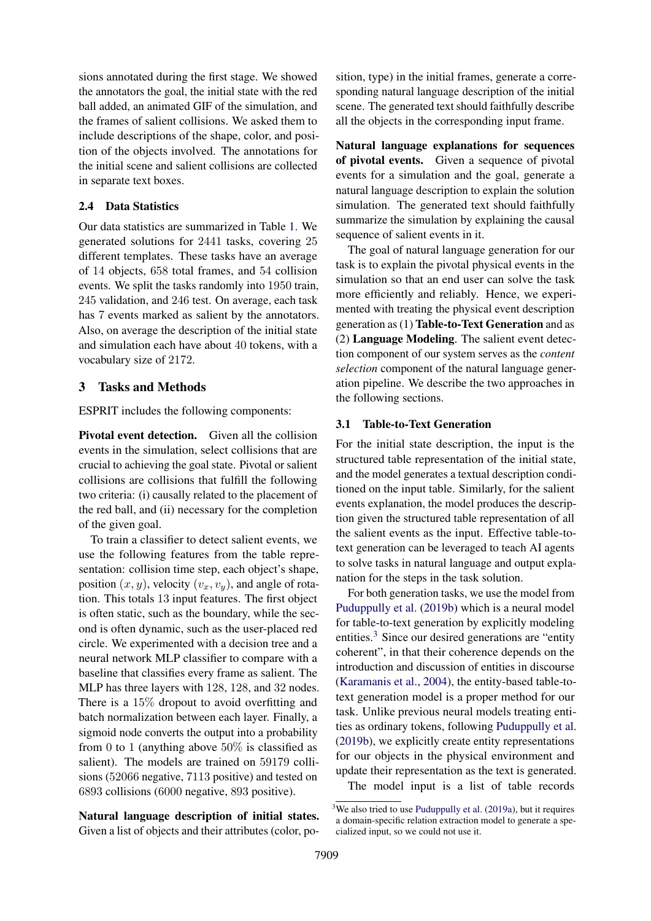sions annotated during the first stage. We showed the annotators the goal, the initial state with the red ball added, an animated GIF of the simulation, and the frames of salient collisions. We asked them to include descriptions of the shape, color, and position of the objects involved. The annotations for the initial scene and salient collisions are collected in separate text boxes.

### 2.4 Data Statistics

Our data statistics are summarized in Table 1. We generated solutions for 2441 tasks, covering 25 different templates. These tasks have an average of 14 objects, 658 total frames, and 54 collision events. We split the tasks randomly into 1950 train, 245 validation, and 246 test. On average, each task has 7 events marked as salient by the annotators. Also, on average the description of the initial state and simulation each have about 40 tokens, with a vocabulary size of 2172.

## 3 Tasks and Methods

ESPRIT includes the following components:

**Pivotal event detection.** Given all the collision events in the simulation, select collisions that are crucial to achieving the goal state. Pivotal or salient collisions are collisions that fulfill the following two criteria: (i) causally related to the placement of the red ball, and (ii) necessary for the completion of the given goal.

To train a classifier to detect salient events, we use the following features from the table representation: collision time step, each object's shape, position $(x, y)$, velocity $(v_x, v_y)$, and angle of rotation. This totals 13 input features. The first object is often static, such as the boundary, while the second is often dynamic, such as the user-placed red circle. We experimented with a decision tree and a neural network MLP classifier to compare with a baseline that classifies every frame as salient. The MLP has three layers with 128, 128, and 32 nodes. There is a 15% dropout to avoid overfitting and batch normalization between each layer. Finally, a sigmoid node converts the output into a probability from 0 to 1 (anything above 50% is classified as salient). The models are trained on 59179 collisions (52066 negative, 7113 positive) and tested on 6893 collisions (6000 negative, 893 positive).

**Natural language description of initial states.** Given a list of objects and their attributes (color, position, type) in the initial frames, generate a corresponding natural language description of the initial scene. The generated text should faithfully describe all the objects in the corresponding input frame.

**Natural language explanations for sequences of pivotal events.** Given a sequence of pivotal events for a simulation and the goal, generate a natural language description to explain the solution simulation. The generated text should faithfully summarize the simulation by explaining the causal sequence of salient events in it.

The goal of natural language generation for our task is to explain the pivotal physical events in the simulation so that an end user can solve the task more efficiently and reliably. Hence, we experimented with treating the physical event description generation as (1) **Table-to-Text Generation** and as (2) **Language Modeling**. The salient event detection component of our system serves as the *content selection* component of the natural language generation pipeline. We describe the two approaches in the following sections.

### 3.1 Table-to-Text Generation

For the initial state description, the input is the structured table representation of the initial state, and the model generates a textual description conditioned on the input table. Similarly, for the salient events explanation, the model produces the description given the structured table representation of all the salient events as the input. Effective table-to-text generation can be leveraged to teach AI agents to solve tasks in natural language and output explanation for the steps in the task solution.

For both generation tasks, we use the model from Puduppully et al. (2019b) which is a neural model for table-to-text generation by explicitly modeling entities.[3] Since our desired generations are "entity coherent", in that their coherence depends on the introduction and discussion of entities in discourse (Karamanis et al., 2004), the entity-based table-to-text generation model is a proper method for our task. Unlike previous neural models treating entities as ordinary tokens, following Puduppully et al. (2019b), we explicitly create entity representations for our objects in the physical environment and update their representation as the text is generated.

The model input is a list of table records

[3] We also tried to use Puduppully et al. (2019a), but it requires a domain-specific relation extraction model to generate a specialized input, so we could not use it.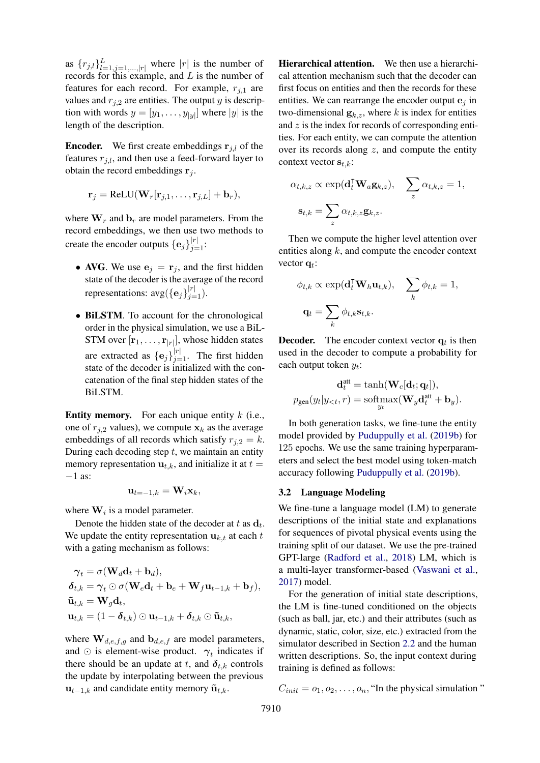as $\{r_{j,l}\}_{l=1,j=1,...,|r|}^{L}$ where $|r|$ is the number of records for this example, and $L$ is the number of features for each record. For example, $r_{j,1}$ are values and $r_{j,2}$ are entities. The output $y$ is description with words $y = [y_1, \ldots, y_{|y|}]$ where $|y|$ is the length of the description.

**Encoder.** We first create embeddings $\mathbf{r}_{j,l}$ of the features $r_{j,l}$, and then use a feed-forward layer to obtain the record embeddings $\mathbf{r}_j$.

$$\mathbf{r}_j = \text{ReLU}(\mathbf{W}_r[\mathbf{r}_{j,1}, \ldots, \mathbf{r}_{j,L}] + \mathbf{b}_r),$$

where $\mathbf{W}_r$ and $\mathbf{b}_r$ are model parameters. From the record embeddings, we then use two methods to create the encoder outputs $\{\mathbf{e}_j\}_{j=1}^{|r|}$:

- **AVG**. We use $\mathbf{e}_j = \mathbf{r}_j$, and the first hidden state of the decoder is the average of the record representations: $\text{avg}(\{\mathbf{e}_j\}_{j=1}^{|r|})$.
- **BiLSTM**. To account for the chronological order in the physical simulation, we use a BiLSTM over $[\mathbf{r}_1, \ldots, \mathbf{r}_{|r|}]$, whose hidden states are extracted as $\{\mathbf{e}_j\}_{j=1}^{|r|}$. The first hidden state of the decoder is initialized with the concatenation of the final step hidden states of the BiLSTM.

**Entity memory.** For each unique entity $k$ (i.e., one of $r_{j,2}$ values), we compute $\mathbf{x}_k$ as the average embeddings of all records which satisfy $r_{j,2} = k$. During each decoding step $t$, we maintain an entity memory representation $\mathbf{u}_{t,k}$, and initialize it at $t = -1$ as:

$$\mathbf{u}_{t=-1,k} = \mathbf{W}_i \mathbf{x}_k,$$

where $\mathbf{W}_i$ is a model parameter.

Denote the hidden state of the decoder at $t$ as $\mathbf{d}_t$. We update the entity representation $\mathbf{u}_{k,t}$ at each $t$ with a gating mechanism as follows:

$$\begin{aligned}
\boldsymbol{\gamma}_t &= \sigma(\mathbf{W}_d \mathbf{d}_t + \mathbf{b}_d), \\
\boldsymbol{\delta}_{t,k} &= \boldsymbol{\gamma}_t \odot \sigma(\mathbf{W}_e \mathbf{d}_t + \mathbf{b}_e + \mathbf{W}_f \mathbf{u}_{t-1,k} + \mathbf{b}_f), \\
\tilde{\mathbf{u}}_{t,k} &= \mathbf{W}_g \mathbf{d}_t, \\
\mathbf{u}_{t,k} &= (1 - \boldsymbol{\delta}_{t,k}) \odot \mathbf{u}_{t-1,k} + \boldsymbol{\delta}_{t,k} \odot \tilde{\mathbf{u}}_{t,k},
\end{aligned}$$

where $\mathbf{W}_{d,e,f,g}$ and $\mathbf{b}_{d,e,f}$ are model parameters, and $\odot$ is element-wise product. $\boldsymbol{\gamma}_t$ indicates if there should be an update at $t$, and $\boldsymbol{\delta}_{t,k}$ controls the update by interpolating between the previous $\mathbf{u}_{t-1,k}$ and candidate entity memory $\tilde{\mathbf{u}}_{t,k}$.

**Hierarchical attention.** We then use a hierarchical attention mechanism such that the decoder can first focus on entities and then the records for these entities. We can rearrange the encoder output $\mathbf{e}_j$ in two-dimensional $\mathbf{g}_{k,z}$, where $k$ is index for entities and $z$ is the index for records of corresponding entities. For each entity, we can compute the attention over its records along $z$, and compute the entity context vector $\mathbf{s}_{t,k}$:

$$\alpha_{t,k,z} \propto \exp(\mathbf{d}_t^{\intercal} \mathbf{W}_a \mathbf{g}_{k,z}), \quad \sum_z \alpha_{t,k,z} = 1,$$

$$\mathbf{s}_{t,k} = \sum_z \alpha_{t,k,z} \mathbf{g}_{k,z}.$$

Then we compute the higher level attention over entities along $k$, and compute the encoder context vector $\mathbf{q}_t$:

$$\phi_{t,k} \propto \exp(\mathbf{d}_t^{\intercal} \mathbf{W}_h \mathbf{u}_{t,k}), \quad \sum_k \phi_{t,k} = 1,$$

$$\mathbf{q}_t = \sum_k \phi_{t,k} \mathbf{s}_{t,k}.$$

**Decoder.** The encoder context vector $\mathbf{q}_t$ is then used in the decoder to compute a probability for each output token $y_t$:

$$\begin{aligned}
\mathbf{d}_t^{\text{att}} &= \tanh(\mathbf{W}_c[\mathbf{d}_t; \mathbf{q}_t]), \\
p_{\text{gen}}(y_t | y_{<t}, r) &= \underset{y_t}{\text{softmax}}(\mathbf{W}_y \mathbf{d}_t^{\text{att}} + \mathbf{b}_y).
\end{aligned}$$

In both generation tasks, we fine-tune the entity model provided by Puduppully et al. (2019b) for 125 epochs. We use the same training hyperparameters and select the best model using token-match accuracy following Puduppully et al. (2019b).

### 3.2 Language Modeling

We fine-tune a language model (LM) to generate descriptions of the initial state and explanations for sequences of pivotal physical events using the training split of our dataset. We use the pre-trained GPT-large (Radford et al., 2018) LM, which is a multi-layer transformer-based (Vaswani et al., 2017) model.

For the generation of initial state descriptions, the LM is fine-tuned conditioned on the objects (such as ball, jar, etc.) and their attributes (such as dynamic, static, color, size, etc.) extracted from the simulator described in Section 2.2 and the human written descriptions. So, the input context during training is defined as follows:

$$C_{init} = o_1, o_2, \ldots, o_n, \text{“In the physical simulation ”}$$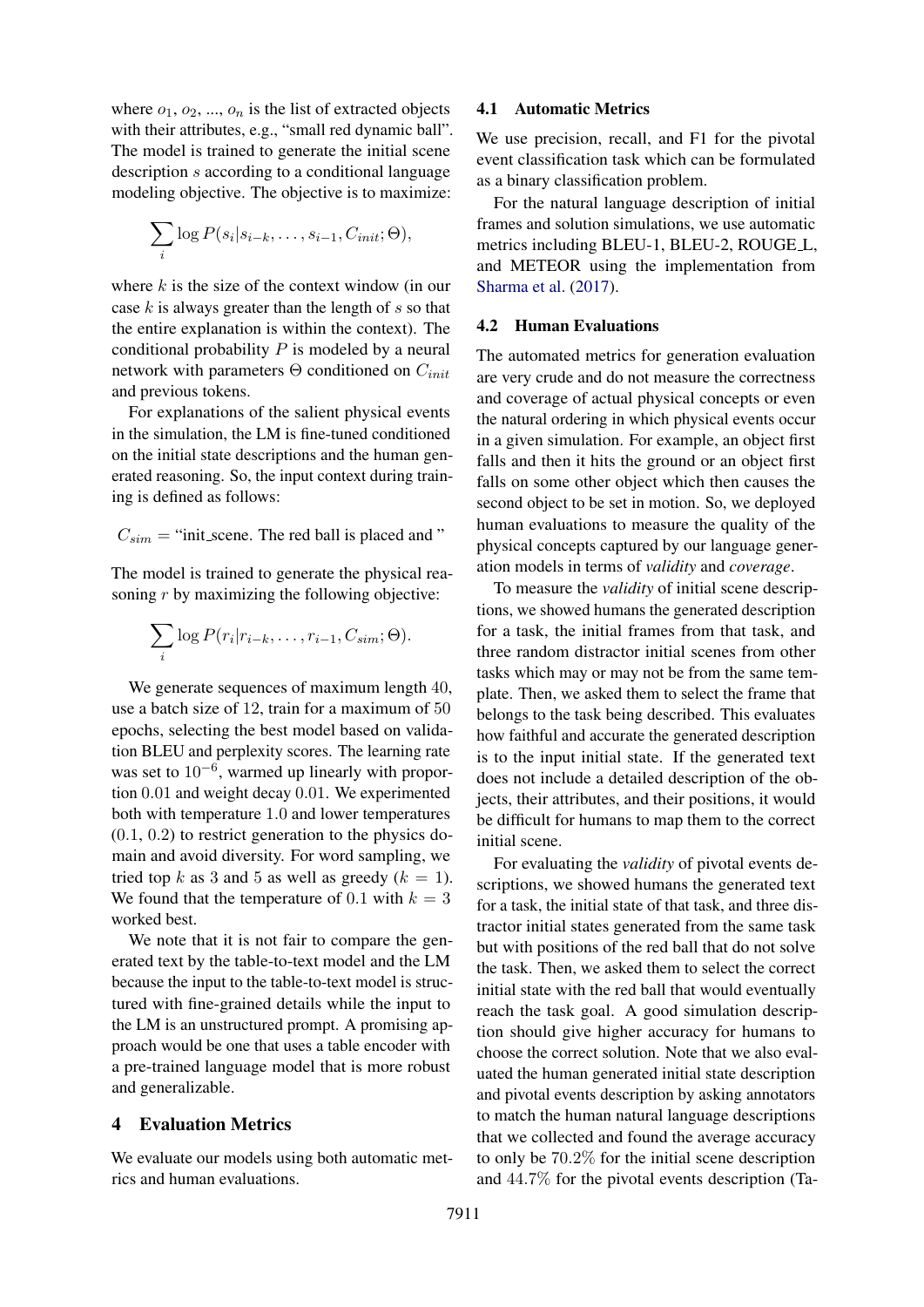where $o_1$, $o_2$, ..., $o_n$ is the list of extracted objects with their attributes, e.g., "small red dynamic ball". The model is trained to generate the initial scene description $s$ according to a conditional language modeling objective. The objective is to maximize:

$$\sum_i \log P(s_i | s_{i-k}, \ldots, s_{i-1}, C_{init}; \Theta),$$

where $k$ is the size of the context window (in our case $k$ is always greater than the length of $s$ so that the entire explanation is within the context). The conditional probability $P$ is modeled by a neural network with parameters $\Theta$ conditioned on $C_{init}$ and previous tokens.

For explanations of the salient physical events in the simulation, the LM is fine-tuned conditioned on the initial state descriptions and the human generated reasoning. So, the input context during training is defined as follows:

$C_{sim}$ = "init_scene. The red ball is placed and "

The model is trained to generate the physical reasoning $r$ by maximizing the following objective:

$$\sum_i \log P(r_i | r_{i-k}, \ldots, r_{i-1}, C_{sim}; \Theta).$$

We generate sequences of maximum length 40, use a batch size of 12, train for a maximum of 50 epochs, selecting the best model based on validation BLEU and perplexity scores. The learning rate was set to $10^{-6}$, warmed up linearly with proportion 0.01 and weight decay 0.01. We experimented both with temperature 1.0 and lower temperatures (0.1, 0.2) to restrict generation to the physics domain and avoid diversity. For word sampling, we tried top $k$ as 3 and 5 as well as greedy ($k = 1$). We found that the temperature of 0.1 with $k = 3$ worked best.

We note that it is not fair to compare the generated text by the table-to-text model and the LM because the input to the table-to-text model is structured with fine-grained details while the input to the LM is an unstructured prompt. A promising approach would be one that uses a table encoder with a pre-trained language model that is more robust and generalizable.

# 4 Evaluation Metrics

We evaluate our models using both automatic metrics and human evaluations.

## 4.1 Automatic Metrics

We use precision, recall, and F1 for the pivotal event classification task which can be formulated as a binary classification problem.

For the natural language description of initial frames and solution simulations, we use automatic metrics including BLEU-1, BLEU-2, ROUGE_L, and METEOR using the implementation from Sharma et al. (2017).

## 4.2 Human Evaluations

The automated metrics for generation evaluation are very crude and do not measure the correctness and coverage of actual physical concepts or even the natural ordering in which physical events occur in a given simulation. For example, an object first falls and then it hits the ground or an object first falls on some other object which then causes the second object to be set in motion. So, we deployed human evaluations to measure the quality of the physical concepts captured by our language generation models in terms of *validity* and *coverage*.

To measure the *validity* of initial scene descriptions, we showed humans the generated description for a task, the initial frames from that task, and three random distractor initial scenes from other tasks which may or may not be from the same template. Then, we asked them to select the frame that belongs to the task being described. This evaluates how faithful and accurate the generated description is to the input initial state. If the generated text does not include a detailed description of the objects, their attributes, and their positions, it would be difficult for humans to map them to the correct initial scene.

For evaluating the *validity* of pivotal events descriptions, we showed humans the generated text for a task, the initial state of that task, and three distractor initial states generated from the same task but with positions of the red ball that do not solve the task. Then, we asked them to select the correct initial state with the red ball that would eventually reach the task goal. A good simulation description should give higher accuracy for humans to choose the correct solution. Note that we also evaluated the human generated initial state description and pivotal events description by asking annotators to match the human natural language descriptions that we collected and found the average accuracy to only be 70.2% for the initial scene description and 44.7% for the pivotal events description (Ta-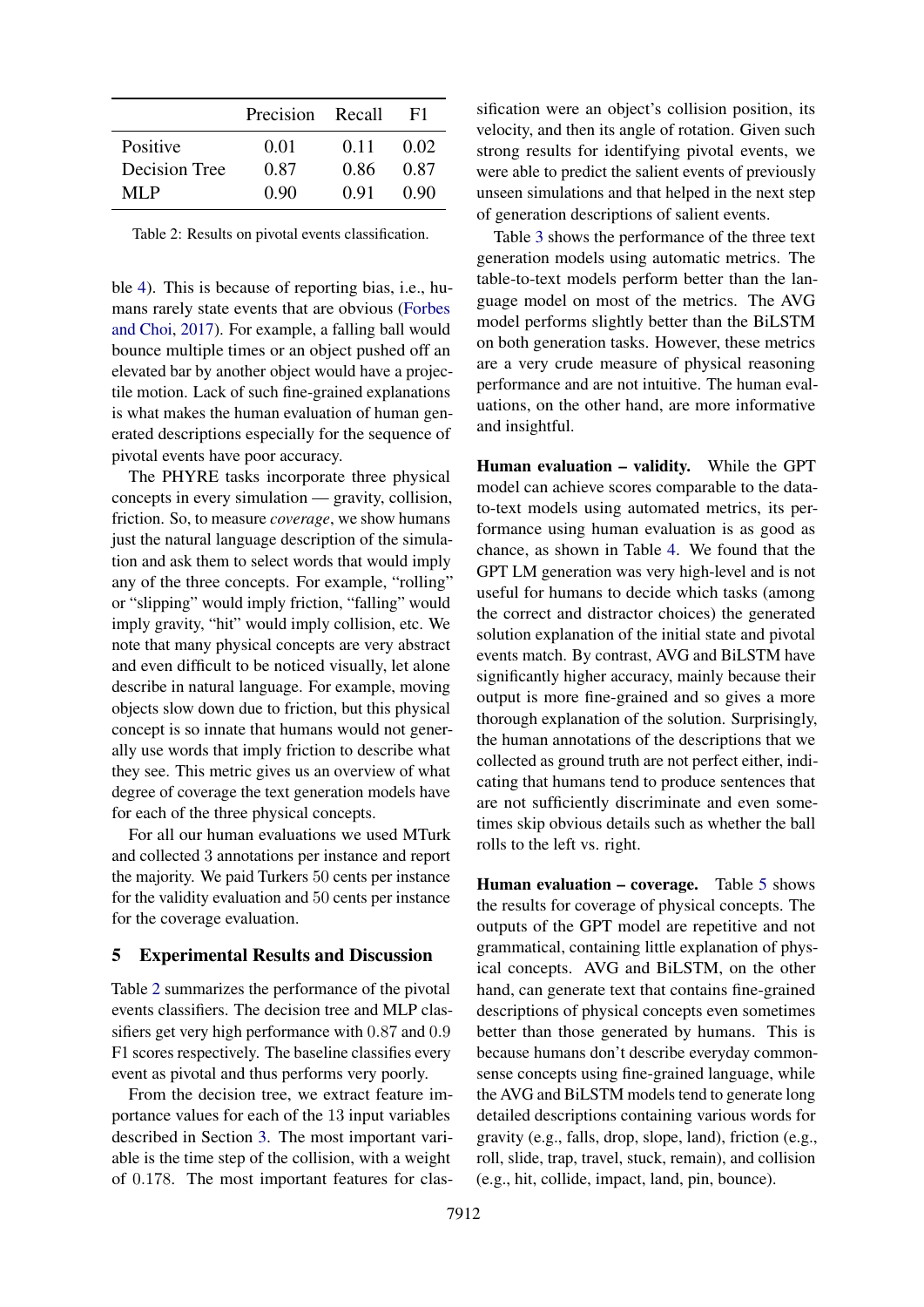|  | Precision | Recall | F1 |
|---|---|---|---|
| Positive | 0.01 | 0.11 | 0.02 |
| Decision Tree | 0.87 | 0.86 | 0.87 |
| MLP | 0.90 | 0.91 | 0.90 |

Table 2: Results on pivotal events classification.

ble 4). This is because of reporting bias, i.e., humans rarely state events that are obvious (Forbes and Choi, 2017). For example, a falling ball would bounce multiple times or an object pushed off an elevated bar by another object would have a projectile motion. Lack of such fine-grained explanations is what makes the human evaluation of human generated descriptions especially for the sequence of pivotal events have poor accuracy.

The PHYRE tasks incorporate three physical concepts in every simulation — gravity, collision, friction. So, to measure *coverage*, we show humans just the natural language description of the simulation and ask them to select words that would imply any of the three concepts. For example, "rolling" or "slipping" would imply friction, "falling" would imply gravity, "hit" would imply collision, etc. We note that many physical concepts are very abstract and even difficult to be noticed visually, let alone describe in natural language. For example, moving objects slow down due to friction, but this physical concept is so innate that humans would not generally use words that imply friction to describe what they see. This metric gives us an overview of what degree of coverage the text generation models have for each of the three physical concepts.

For all our human evaluations we used MTurk and collected 3 annotations per instance and report the majority. We paid Turkers 50 cents per instance for the validity evaluation and 50 cents per instance for the coverage evaluation.

## 5 Experimental Results and Discussion

Table 2 summarizes the performance of the pivotal events classifiers. The decision tree and MLP classifiers get very high performance with 0.87 and 0.9 F1 scores respectively. The baseline classifies every event as pivotal and thus performs very poorly.

From the decision tree, we extract feature importance values for each of the 13 input variables described in Section 3. The most important variable is the time step of the collision, with a weight of 0.178. The most important features for classification were an object's collision position, its velocity, and then its angle of rotation. Given such strong results for identifying pivotal events, we were able to predict the salient events of previously unseen simulations and that helped in the next step of generation descriptions of salient events.

Table 3 shows the performance of the three text generation models using automatic metrics. The table-to-text models perform better than the language model on most of the metrics. The AVG model performs slightly better than the BiLSTM on both generation tasks. However, these metrics are a very crude measure of physical reasoning performance and are not intuitive. The human evaluations, on the other hand, are more informative and insightful.

**Human evaluation – validity.** While the GPT model can achieve scores comparable to the data-to-text models using automated metrics, its performance using human evaluation is as good as chance, as shown in Table 4. We found that the GPT LM generation was very high-level and is not useful for humans to decide which tasks (among the correct and distractor choices) the generated solution explanation of the initial state and pivotal events match. By contrast, AVG and BiLSTM have significantly higher accuracy, mainly because their output is more fine-grained and so gives a more thorough explanation of the solution. Surprisingly, the human annotations of the descriptions that we collected as ground truth are not perfect either, indicating that humans tend to produce sentences that are not sufficiently discriminate and even sometimes skip obvious details such as whether the ball rolls to the left vs. right.

**Human evaluation – coverage.** Table 5 shows the results for coverage of physical concepts. The outputs of the GPT model are repetitive and not grammatical, containing little explanation of physical concepts. AVG and BiLSTM, on the other hand, can generate text that contains fine-grained descriptions of physical concepts even sometimes better than those generated by humans. This is because humans don't describe everyday commonsense concepts using fine-grained language, while the AVG and BiLSTM models tend to generate long detailed descriptions containing various words for gravity (e.g., falls, drop, slope, land), friction (e.g., roll, slide, trap, travel, stuck, remain), and collision (e.g., hit, collide, impact, land, pin, bounce).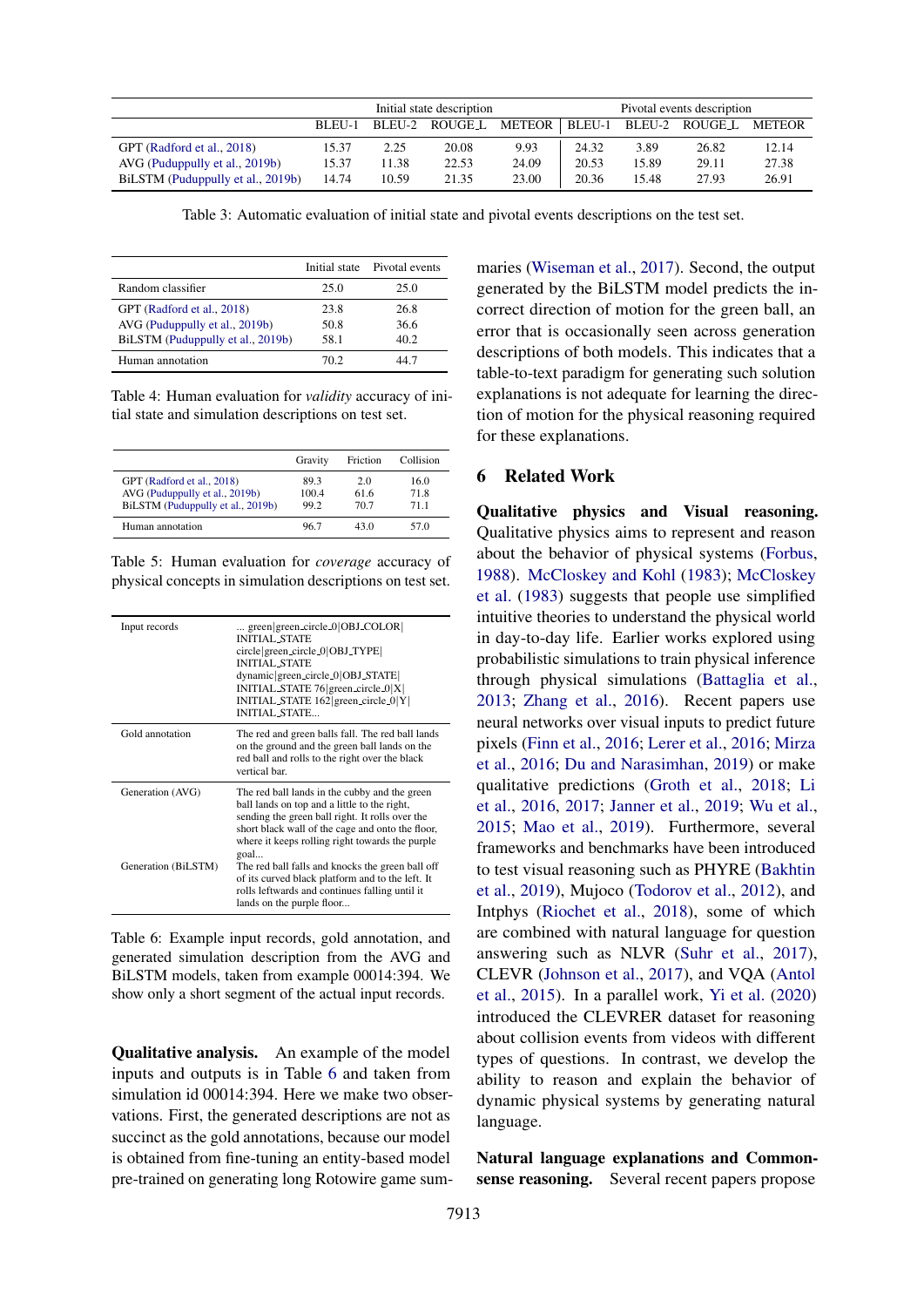| | Initial state description | | | | Pivotal events description | | | |
|---|---|---|---|---|---|---|---|---|
| | BLEU-1 | BLEU-2 | ROUGE_L | METEOR | BLEU-1 | BLEU-2 | ROUGE_L | METEOR |
| GPT (Radford et al., 2018) | 15.37 | 2.25 | 20.08 | 9.93 | 24.32 | 3.89 | 26.82 | 12.14 |
| AVG (Puduppully et al., 2019b) | 15.37 | 11.38 | 22.53 | 24.09 | 20.53 | 15.89 | 29.11 | 27.38 |
| BiLSTM (Puduppully et al., 2019b) | 14.74 | 10.59 | 21.35 | 23.00 | 20.36 | 15.48 | 27.93 | 26.91 |

Table 3: Automatic evaluation of initial state and pivotal events descriptions on the test set.

| | Initial state | Pivotal events |
|---|---|---|
| Random classifier | 25.0 | 25.0 |
| GPT (Radford et al., 2018) | 23.8 | 26.8 |
| AVG (Puduppully et al., 2019b) | 50.8 | 36.6 |
| BiLSTM (Puduppully et al., 2019b) | 58.1 | 40.2 |
| Human annotation | 70.2 | 44.7 |

Table 4: Human evaluation for *validity* accuracy of initial state and simulation descriptions on test set.

| | Gravity | Friction | Collision |
|---|---|---|---|
| GPT (Radford et al., 2018) | 89.3 | 2.0 | 16.0 |
| AVG (Puduppully et al., 2019b) | 100.4 | 61.6 | 71.8 |
| BiLSTM (Puduppully et al., 2019b) | 99.2 | 70.7 | 71.1 |
| Human annotation | 96.7 | 43.0 | 57.0 |

Table 5: Human evaluation for *coverage* accuracy of physical concepts in simulation descriptions on test set.

| | |
|---|---|
| Input records | ... green\|green_circle_0\|OBJ_COLOR\| INITIAL_STATE circle\|green_circle_0\|OBJ_TYPE\| INITIAL_STATE dynamic\|green_circle_0\|OBJ_STATE\| INITIAL_STATE 76\|green_circle_0\|X\| INITIAL_STATE 162\|green_circle_0\|Y\| INITIAL_STATE... |
| Gold annotation | The red and green balls fall. The red ball lands on the ground and the green ball lands on the red ball and rolls to the right over the black vertical bar. |
| Generation (AVG) | The red ball lands in the cubby and the green ball lands on top and a little to the right, sending the green ball right. It rolls over the short black wall of the cage and onto the floor, where it keeps rolling right towards the purple goal... |
| Generation (BiLSTM) | The red ball falls and knocks the green ball off of its curved black platform and to the left. It rolls leftwards and continues falling until it lands on the purple floor... |

Table 6: Example input records, gold annotation, and generated simulation description from the AVG and BiLSTM models, taken from example 00014:394. We show only a short segment of the actual input records.

**Qualitative analysis.** An example of the model inputs and outputs is in Table 6 and taken from simulation id 00014:394. Here we make two observations. First, the generated descriptions are not as succinct as the gold annotations, because our model is obtained from fine-tuning an entity-based model pre-trained on generating long Rotowire game summaries (Wiseman et al., 2017). Second, the output generated by the BiLSTM model predicts the incorrect direction of motion for the green ball, an error that is occasionally seen across generation descriptions of both models. This indicates that a table-to-text paradigm for generating such solution explanations is not adequate for learning the direction of motion for the physical reasoning required for these explanations.

## 6 Related Work

**Qualitative physics and Visual reasoning.** Qualitative physics aims to represent and reason about the behavior of physical systems (Forbus, 1988). McCloskey and Kohl (1983); McCloskey et al. (1983) suggests that people use simplified intuitive theories to understand the physical world in day-to-day life. Earlier works explored using probabilistic simulations to train physical inference through physical simulations (Battaglia et al., 2013; Zhang et al., 2016). Recent papers use neural networks over visual inputs to predict future pixels (Finn et al., 2016; Lerer et al., 2016; Mirza et al., 2016; Du and Narasimhan, 2019) or make qualitative predictions (Groth et al., 2018; Li et al., 2016, 2017; Janner et al., 2019; Wu et al., 2015; Mao et al., 2019). Furthermore, several frameworks and benchmarks have been introduced to test visual reasoning such as PHYRE (Bakhtin et al., 2019), Mujoco (Todorov et al., 2012), and Intphys (Riochet et al., 2018), some of which are combined with natural language for question answering such as NLVR (Suhr et al., 2017), CLEVR (Johnson et al., 2017), and VQA (Antol et al., 2015). In a parallel work, Yi et al. (2020) introduced the CLEVRER dataset for reasoning about collision events from videos with different types of questions. In contrast, we develop the ability to reason and explain the behavior of dynamic physical systems by generating natural language.

**Natural language explanations and Commonsense reasoning.** Several recent papers propose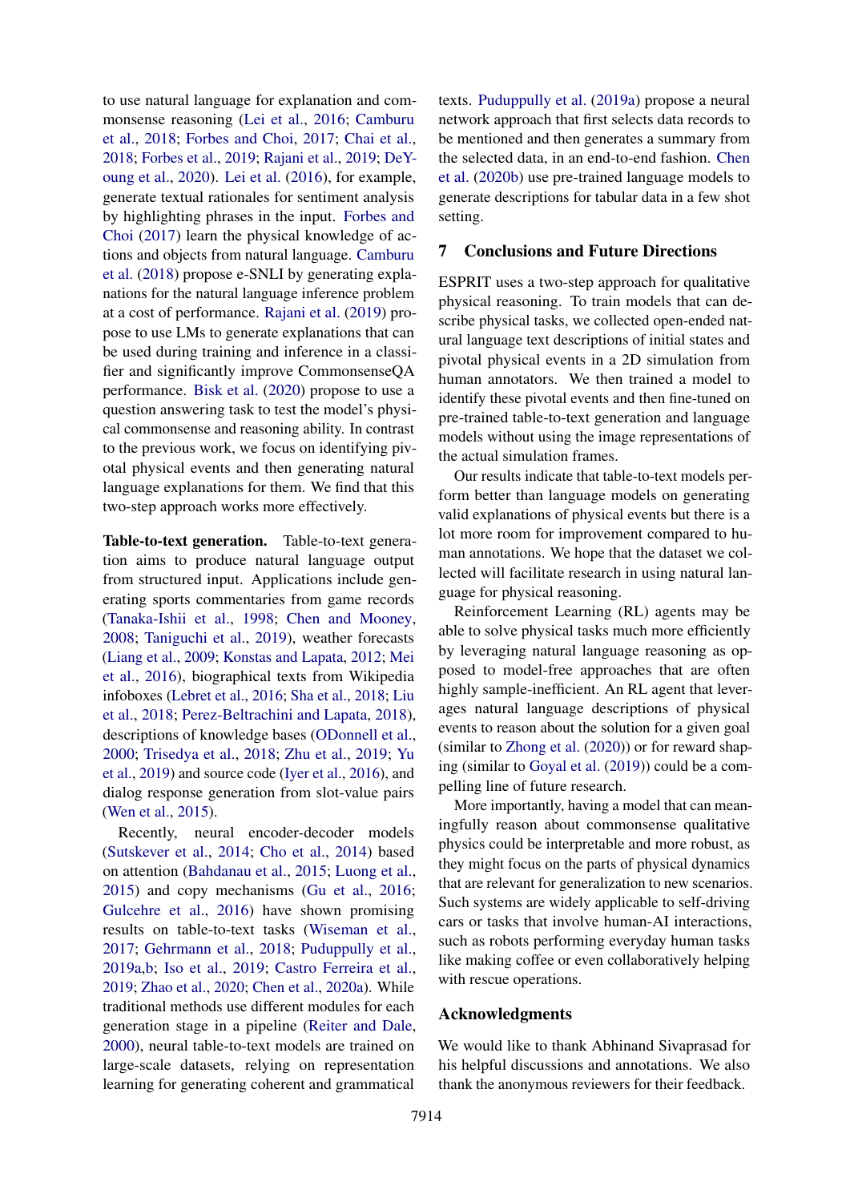to use natural language for explanation and commonsense reasoning (Lei et al., 2016; Camburu et al., 2018; Forbes and Choi, 2017; Chai et al., 2018; Forbes et al., 2019; Rajani et al., 2019; DeYoung et al., 2020). Lei et al. (2016), for example, generate textual rationales for sentiment analysis by highlighting phrases in the input. Forbes and Choi (2017) learn the physical knowledge of actions and objects from natural language. Camburu et al. (2018) propose e-SNLI by generating explanations for the natural language inference problem at a cost of performance. Rajani et al. (2019) propose to use LMs to generate explanations that can be used during training and inference in a classifier and significantly improve CommonsenseQA performance. Bisk et al. (2020) propose to use a question answering task to test the model's physical commonsense and reasoning ability. In contrast to the previous work, we focus on identifying pivotal physical events and then generating natural language explanations for them. We find that this two-step approach works more effectively.

**Table-to-text generation.** Table-to-text generation aims to produce natural language output from structured input. Applications include generating sports commentaries from game records (Tanaka-Ishii et al., 1998; Chen and Mooney, 2008; Taniguchi et al., 2019), weather forecasts (Liang et al., 2009; Konstas and Lapata, 2012; Mei et al., 2016), biographical texts from Wikipedia infoboxes (Lebret et al., 2016; Sha et al., 2018; Liu et al., 2018; Perez-Beltrachini and Lapata, 2018), descriptions of knowledge bases (ODonnell et al., 2000; Trisedya et al., 2018; Zhu et al., 2019; Yu et al., 2019) and source code (Iyer et al., 2016), and dialog response generation from slot-value pairs (Wen et al., 2015).

Recently, neural encoder-decoder models (Sutskever et al., 2014; Cho et al., 2014) based on attention (Bahdanau et al., 2015; Luong et al., 2015) and copy mechanisms (Gu et al., 2016; Gulcehre et al., 2016) have shown promising results on table-to-text tasks (Wiseman et al., 2017; Gehrmann et al., 2018; Puduppully et al., 2019a,b; Iso et al., 2019; Castro Ferreira et al., 2019; Zhao et al., 2020; Chen et al., 2020a). While traditional methods use different modules for each generation stage in a pipeline (Reiter and Dale, 2000), neural table-to-text models are trained on large-scale datasets, relying on representation learning for generating coherent and grammatical texts. Puduppully et al. (2019a) propose a neural network approach that first selects data records to be mentioned and then generates a summary from the selected data, in an end-to-end fashion. Chen et al. (2020b) use pre-trained language models to generate descriptions for tabular data in a few shot setting.

## 7 Conclusions and Future Directions

ESPRIT uses a two-step approach for qualitative physical reasoning. To train models that can describe physical tasks, we collected open-ended natural language text descriptions of initial states and pivotal physical events in a 2D simulation from human annotators. We then trained a model to identify these pivotal events and then fine-tuned on pre-trained table-to-text generation and language models without using the image representations of the actual simulation frames.

Our results indicate that table-to-text models perform better than language models on generating valid explanations of physical events but there is a lot more room for improvement compared to human annotations. We hope that the dataset we collected will facilitate research in using natural language for physical reasoning.

Reinforcement Learning (RL) agents may be able to solve physical tasks much more efficiently by leveraging natural language reasoning as opposed to model-free approaches that are often highly sample-inefficient. An RL agent that leverages natural language descriptions of physical events to reason about the solution for a given goal (similar to Zhong et al. (2020)) or for reward shaping (similar to Goyal et al. (2019)) could be a compelling line of future research.

More importantly, having a model that can meaningfully reason about commonsense qualitative physics could be interpretable and more robust, as they might focus on the parts of physical dynamics that are relevant for generalization to new scenarios. Such systems are widely applicable to self-driving cars or tasks that involve human-AI interactions, such as robots performing everyday human tasks like making coffee or even collaboratively helping with rescue operations.

## Acknowledgments

We would like to thank Abhinand Sivaprasad for his helpful discussions and annotations. We also thank the anonymous reviewers for their feedback.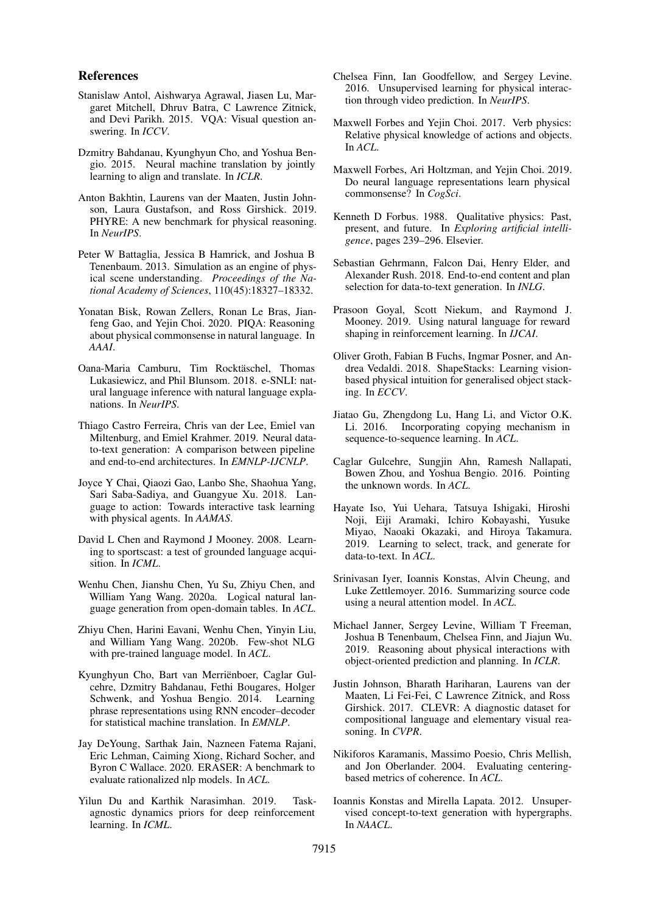## References

Stanislaw Antol, Aishwarya Agrawal, Jiasen Lu, Margaret Mitchell, Dhruv Batra, C Lawrence Zitnick, and Devi Parikh. 2015. VQA: Visual question answering. In *ICCV*.

Dzmitry Bahdanau, Kyunghyun Cho, and Yoshua Bengio. 2015. Neural machine translation by jointly learning to align and translate. In *ICLR*.

Anton Bakhtin, Laurens van der Maaten, Justin Johnson, Laura Gustafson, and Ross Girshick. 2019. PHYRE: A new benchmark for physical reasoning. In *NeurIPS*.

Peter W Battaglia, Jessica B Hamrick, and Joshua B Tenenbaum. 2013. Simulation as an engine of physical scene understanding. *Proceedings of the National Academy of Sciences*, 110(45):18327–18332.

Yonatan Bisk, Rowan Zellers, Ronan Le Bras, Jianfeng Gao, and Yejin Choi. 2020. PIQA: Reasoning about physical commonsense in natural language. In *AAAI*.

Oana-Maria Camburu, Tim Rocktäschel, Thomas Lukasiewicz, and Phil Blunsom. 2018. e-SNLI: natural language inference with natural language explanations. In *NeurIPS*.

Thiago Castro Ferreira, Chris van der Lee, Emiel van Miltenburg, and Emiel Krahmer. 2019. Neural data-to-text generation: A comparison between pipeline and end-to-end architectures. In *EMNLP-IJCNLP*.

Joyce Y Chai, Qiaozi Gao, Lanbo She, Shaohua Yang, Sari Saba-Sadiya, and Guangyue Xu. 2018. Language to action: Towards interactive task learning with physical agents. In *AAMAS*.

David L Chen and Raymond J Mooney. 2008. Learning to sportscast: a test of grounded language acquisition. In *ICML*.

Wenhu Chen, Jianshu Chen, Yu Su, Zhiyu Chen, and William Yang Wang. 2020a. Logical natural language generation from open-domain tables. In *ACL*.

Zhiyu Chen, Harini Eavani, Wenhu Chen, Yinyin Liu, and William Yang Wang. 2020b. Few-shot NLG with pre-trained language model. In *ACL*.

Kyunghyun Cho, Bart van Merriënboer, Caglar Gulcehre, Dzmitry Bahdanau, Fethi Bougares, Holger Schwenk, and Yoshua Bengio. 2014. Learning phrase representations using RNN encoder–decoder for statistical machine translation. In *EMNLP*.

Jay DeYoung, Sarthak Jain, Nazneen Fatema Rajani, Eric Lehman, Caiming Xiong, Richard Socher, and Byron C Wallace. 2020. ERASER: A benchmark to evaluate rationalized nlp models. In *ACL*.

Yilun Du and Karthik Narasimhan. 2019. Task-agnostic dynamics priors for deep reinforcement learning. In *ICML*.

Chelsea Finn, Ian Goodfellow, and Sergey Levine. 2016. Unsupervised learning for physical interaction through video prediction. In *NeurIPS*.

Maxwell Forbes and Yejin Choi. 2017. Verb physics: Relative physical knowledge of actions and objects. In *ACL*.

Maxwell Forbes, Ari Holtzman, and Yejin Choi. 2019. Do neural language representations learn physical commonsense? In *CogSci*.

Kenneth D Forbus. 1988. Qualitative physics: Past, present, and future. In *Exploring artificial intelligence*, pages 239–296. Elsevier.

Sebastian Gehrmann, Falcon Dai, Henry Elder, and Alexander Rush. 2018. End-to-end content and plan selection for data-to-text generation. In *INLG*.

Prasoon Goyal, Scott Niekum, and Raymond J. Mooney. 2019. Using natural language for reward shaping in reinforcement learning. In *IJCAI*.

Oliver Groth, Fabian B Fuchs, Ingmar Posner, and Andrea Vedaldi. 2018. ShapeStacks: Learning vision-based physical intuition for generalised object stacking. In *ECCV*.

Jiatao Gu, Zhengdong Lu, Hang Li, and Victor O.K. Li. 2016. Incorporating copying mechanism in sequence-to-sequence learning. In *ACL*.

Caglar Gulcehre, Sungjin Ahn, Ramesh Nallapati, Bowen Zhou, and Yoshua Bengio. 2016. Pointing the unknown words. In *ACL*.

Hayate Iso, Yui Uehara, Tatsuya Ishigaki, Hiroshi Noji, Eiji Aramaki, Ichiro Kobayashi, Yusuke Miyao, Naoaki Okazaki, and Hiroya Takamura. 2019. Learning to select, track, and generate for data-to-text. In *ACL*.

Srinivasan Iyer, Ioannis Konstas, Alvin Cheung, and Luke Zettlemoyer. 2016. Summarizing source code using a neural attention model. In *ACL*.

Michael Janner, Sergey Levine, William T Freeman, Joshua B Tenenbaum, Chelsea Finn, and Jiajun Wu. 2019. Reasoning about physical interactions with object-oriented prediction and planning. In *ICLR*.

Justin Johnson, Bharath Hariharan, Laurens van der Maaten, Li Fei-Fei, C Lawrence Zitnick, and Ross Girshick. 2017. CLEVR: A diagnostic dataset for compositional language and elementary visual reasoning. In *CVPR*.

Nikiforos Karamanis, Massimo Poesio, Chris Mellish, and Jon Oberlander. 2004. Evaluating centering-based metrics of coherence. In *ACL*.

Ioannis Konstas and Mirella Lapata. 2012. Unsupervised concept-to-text generation with hypergraphs. In *NAACL*.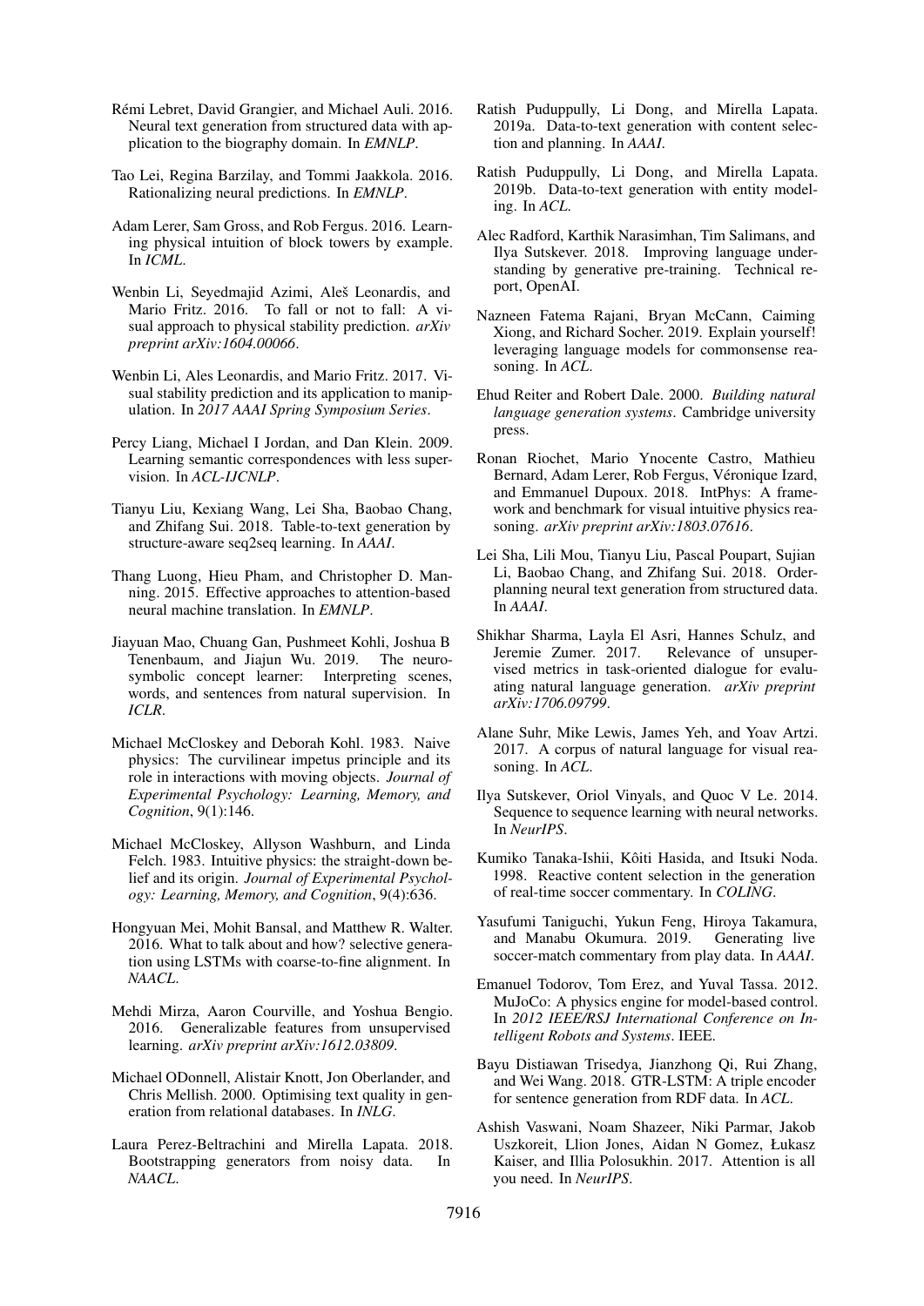Rémi Lebret, David Grangier, and Michael Auli. 2016. Neural text generation from structured data with application to the biography domain. In *EMNLP*.

Tao Lei, Regina Barzilay, and Tommi Jaakkola. 2016. Rationalizing neural predictions. In *EMNLP*.

Adam Lerer, Sam Gross, and Rob Fergus. 2016. Learning physical intuition of block towers by example. In *ICML*.

Wenbin Li, Seyedmajid Azimi, Aleš Leonardis, and Mario Fritz. 2016. To fall or not to fall: A visual approach to physical stability prediction. *arXiv preprint arXiv:1604.00066*.

Wenbin Li, Ales Leonardis, and Mario Fritz. 2017. Visual stability prediction and its application to manipulation. In *2017 AAAI Spring Symposium Series*.

Percy Liang, Michael I Jordan, and Dan Klein. 2009. Learning semantic correspondences with less supervision. In *ACL-IJCNLP*.

Tianyu Liu, Kexiang Wang, Lei Sha, Baobao Chang, and Zhifang Sui. 2018. Table-to-text generation by structure-aware seq2seq learning. In *AAAI*.

Thang Luong, Hieu Pham, and Christopher D. Manning. 2015. Effective approaches to attention-based neural machine translation. In *EMNLP*.

Jiayuan Mao, Chuang Gan, Pushmeet Kohli, Joshua B Tenenbaum, and Jiajun Wu. 2019. The neuro-symbolic concept learner: Interpreting scenes, words, and sentences from natural supervision. In *ICLR*.

Michael McCloskey and Deborah Kohl. 1983. Naive physics: The curvilinear impetus principle and its role in interactions with moving objects. *Journal of Experimental Psychology: Learning, Memory, and Cognition*, 9(1):146.

Michael McCloskey, Allyson Washburn, and Linda Felch. 1983. Intuitive physics: the straight-down belief and its origin. *Journal of Experimental Psychology: Learning, Memory, and Cognition*, 9(4):636.

Hongyuan Mei, Mohit Bansal, and Matthew R. Walter. 2016. What to talk about and how? selective generation using LSTMs with coarse-to-fine alignment. In *NAACL*.

Mehdi Mirza, Aaron Courville, and Yoshua Bengio. 2016. Generalizable features from unsupervised learning. *arXiv preprint arXiv:1612.03809*.

Michael ODonnell, Alistair Knott, Jon Oberlander, and Chris Mellish. 2000. Optimising text quality in generation from relational databases. In *INLG*.

Laura Perez-Beltrachini and Mirella Lapata. 2018. Bootstrapping generators from noisy data. In *NAACL*.

Ratish Puduppully, Li Dong, and Mirella Lapata. 2019a. Data-to-text generation with content selection and planning. In *AAAI*.

Ratish Puduppully, Li Dong, and Mirella Lapata. 2019b. Data-to-text generation with entity modeling. In *ACL*.

Alec Radford, Karthik Narasimhan, Tim Salimans, and Ilya Sutskever. 2018. Improving language understanding by generative pre-training. Technical report, OpenAI.

Nazneen Fatema Rajani, Bryan McCann, Caiming Xiong, and Richard Socher. 2019. Explain yourself! leveraging language models for commonsense reasoning. In *ACL*.

Ehud Reiter and Robert Dale. 2000. *Building natural language generation systems*. Cambridge university press.

Ronan Riochet, Mario Ynocente Castro, Mathieu Bernard, Adam Lerer, Rob Fergus, Véronique Izard, and Emmanuel Dupoux. 2018. IntPhys: A framework and benchmark for visual intuitive physics reasoning. *arXiv preprint arXiv:1803.07616*.

Lei Sha, Lili Mou, Tianyu Liu, Pascal Poupart, Sujian Li, Baobao Chang, and Zhifang Sui. 2018. Order-planning neural text generation from structured data. In *AAAI*.

Shikhar Sharma, Layla El Asri, Hannes Schulz, and Jeremie Zumer. 2017. Relevance of unsupervised metrics in task-oriented dialogue for evaluating natural language generation. *arXiv preprint arXiv:1706.09799*.

Alane Suhr, Mike Lewis, James Yeh, and Yoav Artzi. 2017. A corpus of natural language for visual reasoning. In *ACL*.

Ilya Sutskever, Oriol Vinyals, and Quoc V Le. 2014. Sequence to sequence learning with neural networks. In *NeurIPS*.

Kumiko Tanaka-Ishii, Kôiti Hasida, and Itsuki Noda. 1998. Reactive content selection in the generation of real-time soccer commentary. In *COLING*.

Yasufumi Taniguchi, Yukun Feng, Hiroya Takamura, and Manabu Okumura. 2019. Generating live soccer-match commentary from play data. In *AAAI*.

Emanuel Todorov, Tom Erez, and Yuval Tassa. 2012. MuJoCo: A physics engine for model-based control. In *2012 IEEE/RSJ International Conference on Intelligent Robots and Systems*. IEEE.

Bayu Distiawan Trisedya, Jianzhong Qi, Rui Zhang, and Wei Wang. 2018. GTR-LSTM: A triple encoder for sentence generation from RDF data. In *ACL*.

Ashish Vaswani, Noam Shazeer, Niki Parmar, Jakob Uszkoreit, Llion Jones, Aidan N Gomez, Łukasz Kaiser, and Illia Polosukhin. 2017. Attention is all you need. In *NeurIPS*.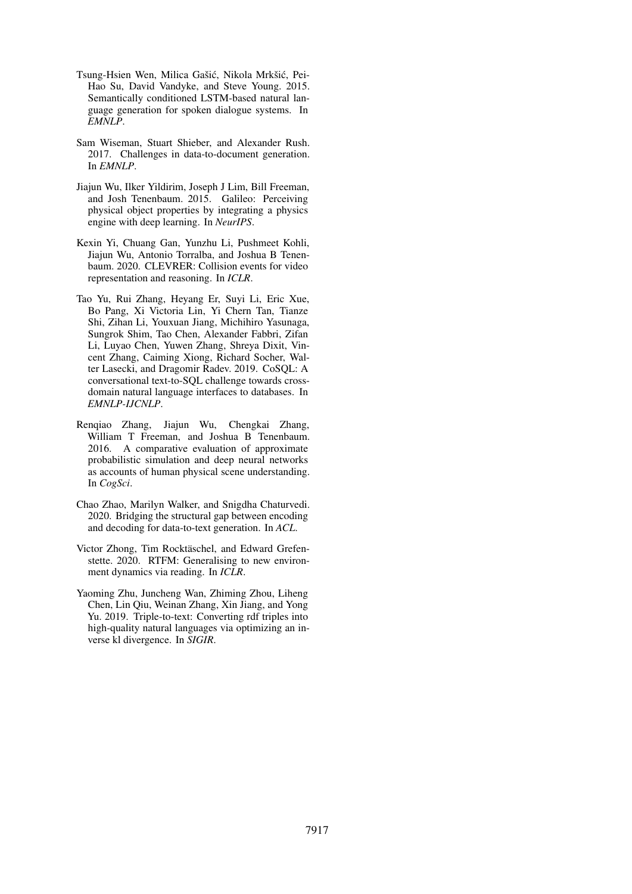Tsung-Hsien Wen, Milica Gašić, Nikola Mrkšić, Pei-Hao Su, David Vandyke, and Steve Young. 2015. Semantically conditioned LSTM-based natural language generation for spoken dialogue systems. In *EMNLP*.

Sam Wiseman, Stuart Shieber, and Alexander Rush. 2017. Challenges in data-to-document generation. In *EMNLP*.

Jiajun Wu, Ilker Yildirim, Joseph J Lim, Bill Freeman, and Josh Tenenbaum. 2015. Galileo: Perceiving physical object properties by integrating a physics engine with deep learning. In *NeurIPS*.

Kexin Yi, Chuang Gan, Yunzhu Li, Pushmeet Kohli, Jiajun Wu, Antonio Torralba, and Joshua B Tenenbaum. 2020. CLEVRER: Collision events for video representation and reasoning. In *ICLR*.

Tao Yu, Rui Zhang, Heyang Er, Suyi Li, Eric Xue, Bo Pang, Xi Victoria Lin, Yi Chern Tan, Tianze Shi, Zihan Li, Youxuan Jiang, Michihiro Yasunaga, Sungrok Shim, Tao Chen, Alexander Fabbri, Zifan Li, Luyao Chen, Yuwen Zhang, Shreya Dixit, Vincent Zhang, Caiming Xiong, Richard Socher, Walter Lasecki, and Dragomir Radev. 2019. CoSQL: A conversational text-to-SQL challenge towards cross-domain natural language interfaces to databases. In *EMNLP-IJCNLP*.

Renqiao Zhang, Jiajun Wu, Chengkai Zhang, William T Freeman, and Joshua B Tenenbaum. 2016. A comparative evaluation of approximate probabilistic simulation and deep neural networks as accounts of human physical scene understanding. In *CogSci*.

Chao Zhao, Marilyn Walker, and Snigdha Chaturvedi. 2020. Bridging the structural gap between encoding and decoding for data-to-text generation. In *ACL*.

Victor Zhong, Tim Rocktäschel, and Edward Grefenstette. 2020. RTFM: Generalising to new environment dynamics via reading. In *ICLR*.

Yaoming Zhu, Juncheng Wan, Zhiming Zhou, Liheng Chen, Lin Qiu, Weinan Zhang, Xin Jiang, and Yong Yu. 2019. Triple-to-text: Converting rdf triples into high-quality natural languages via optimizing an inverse kl divergence. In *SIGIR*.